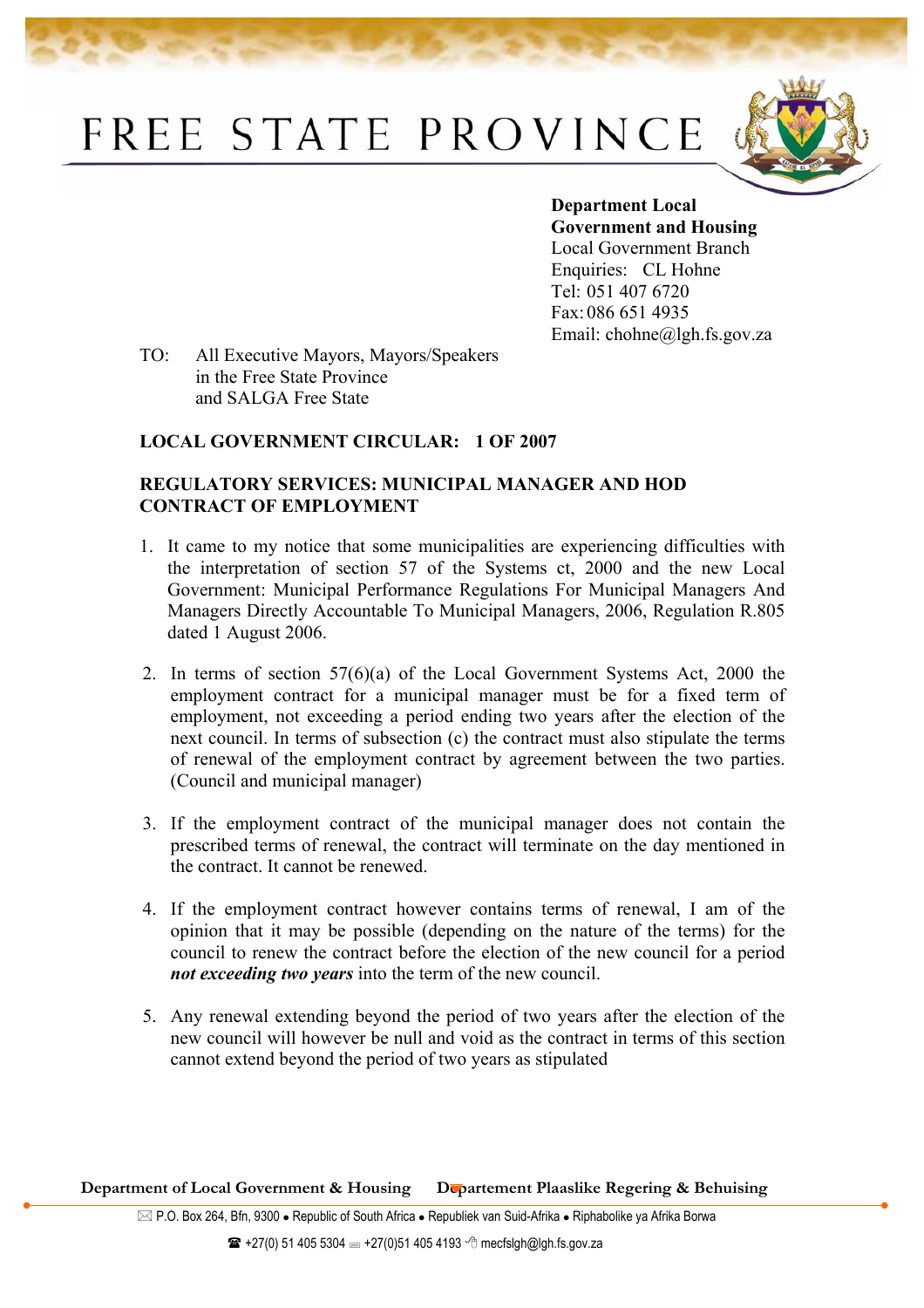# FREE STATE PROVINCE

**Department Local Government and Housing**
Local Government Branch
Enquiries: CL Hohne
Tel: 051 407 6720
Fax: 086 651 4935
Email: chohne@lgh.fs.gov.za

TO: All Executive Mayors, Mayors/Speakers
in the Free State Province
and SALGA Free State

**LOCAL GOVERNMENT CIRCULAR: 1 OF 2007**

**REGULATORY SERVICES: MUNICIPAL MANAGER AND HOD CONTRACT OF EMPLOYMENT**

1. It came to my notice that some municipalities are experiencing difficulties with the interpretation of section 57 of the Systems ct, 2000 and the new Local Government: Municipal Performance Regulations For Municipal Managers And Managers Directly Accountable To Municipal Managers, 2006, Regulation R.805 dated 1 August 2006.

2. In terms of section 57(6)(a) of the Local Government Systems Act, 2000 the employment contract for a municipal manager must be for a fixed term of employment, not exceeding a period ending two years after the election of the next council. In terms of subsection (c) the contract must also stipulate the terms of renewal of the employment contract by agreement between the two parties. (Council and municipal manager)

3. If the employment contract of the municipal manager does not contain the prescribed terms of renewal, the contract will terminate on the day mentioned in the contract. It cannot be renewed.

4. If the employment contract however contains terms of renewal, I am of the opinion that it may be possible (depending on the nature of the terms) for the council to renew the contract before the election of the new council for a period ***not exceeding two years*** into the term of the new council.

5. Any renewal extending beyond the period of two years after the election of the new council will however be null and void as the contract in terms of this section cannot extend beyond the period of two years as stipulated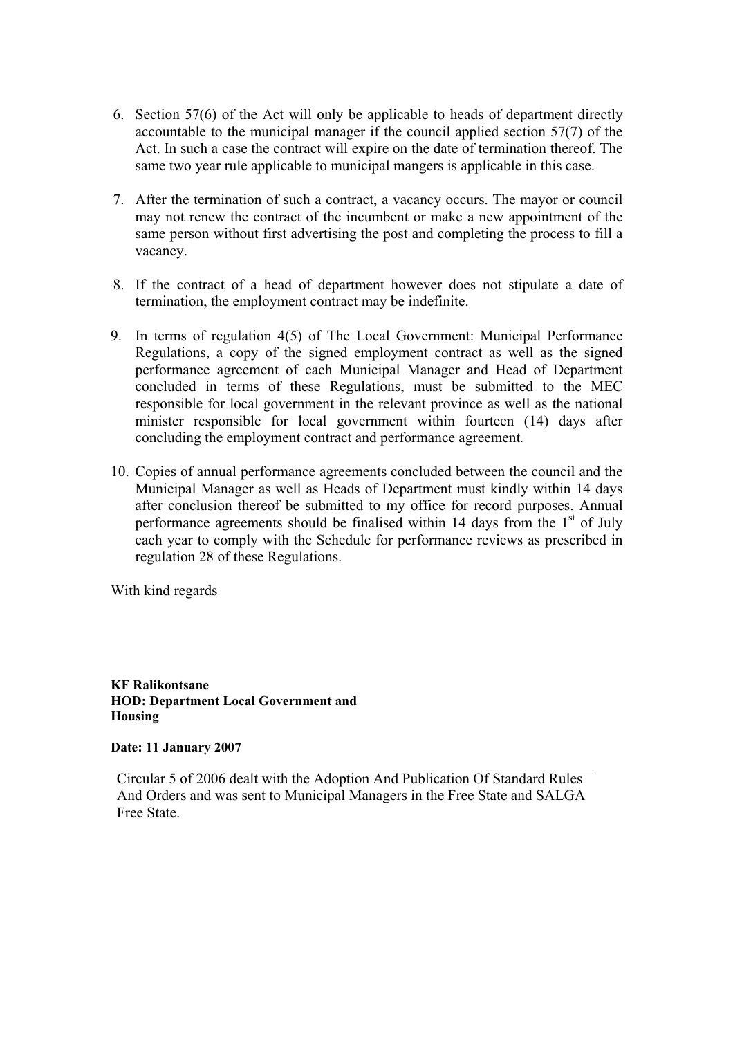6. Section 57(6) of the Act will only be applicable to heads of department directly accountable to the municipal manager if the council applied section 57(7) of the Act. In such a case the contract will expire on the date of termination thereof. The same two year rule applicable to municipal mangers is applicable in this case.

7. After the termination of such a contract, a vacancy occurs. The mayor or council may not renew the contract of the incumbent or make a new appointment of the same person without first advertising the post and completing the process to fill a vacancy.

8. If the contract of a head of department however does not stipulate a date of termination, the employment contract may be indefinite.

9. In terms of regulation 4(5) of The Local Government: Municipal Performance Regulations, a copy of the signed employment contract as well as the signed performance agreement of each Municipal Manager and Head of Department concluded in terms of these Regulations, must be submitted to the MEC responsible for local government in the relevant province as well as the national minister responsible for local government within fourteen (14) days after concluding the employment contract and performance agreement.

10. Copies of annual performance agreements concluded between the council and the Municipal Manager as well as Heads of Department must kindly within 14 days after conclusion thereof be submitted to my office for record purposes. Annual performance agreements should be finalised within 14 days from the 1st of July each year to comply with the Schedule for performance reviews as prescribed in regulation 28 of these Regulations.

With kind regards

**KF Ralikontsane**
**HOD: Department Local Government and Housing**

**Date: 11 January 2007**

---

Circular 5 of 2006 dealt with the Adoption And Publication Of Standard Rules And Orders and was sent to Municipal Managers in the Free State and SALGA Free State.